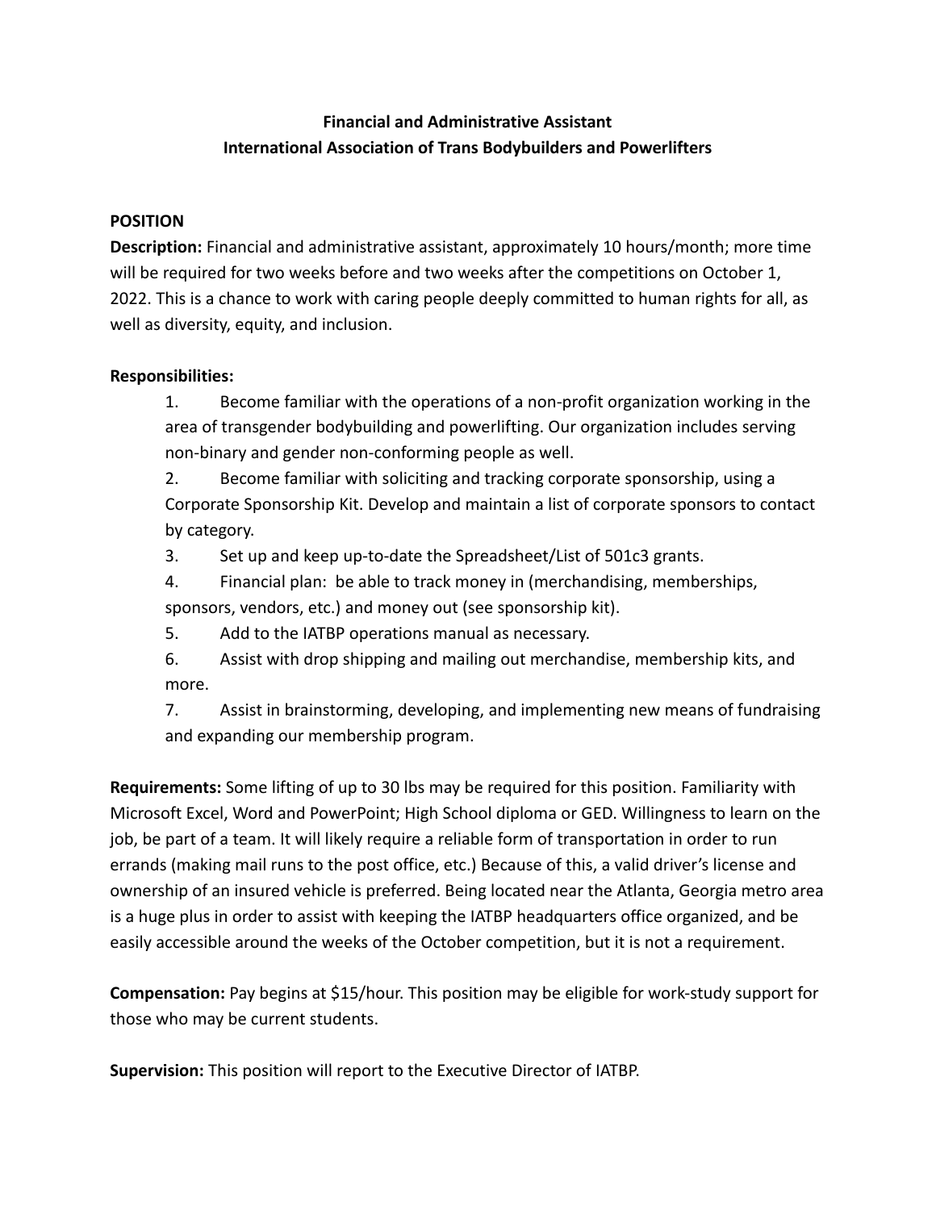**Financial and Administrative Assistant**
**International Association of Trans Bodybuilders and Powerlifters**

**POSITION**

**Description:** Financial and administrative assistant, approximately 10 hours/month; more time will be required for two weeks before and two weeks after the competitions on October 1, 2022. This is a chance to work with caring people deeply committed to human rights for all, as well as diversity, equity, and inclusion.

**Responsibilities:**

1. Become familiar with the operations of a non-profit organization working in the area of transgender bodybuilding and powerlifting. Our organization includes serving non-binary and gender non-conforming people as well.
2. Become familiar with soliciting and tracking corporate sponsorship, using a Corporate Sponsorship Kit. Develop and maintain a list of corporate sponsors to contact by category.
3. Set up and keep up-to-date the Spreadsheet/List of 501c3 grants.
4. Financial plan: be able to track money in (merchandising, memberships, sponsors, vendors, etc.) and money out (see sponsorship kit).
5. Add to the IATBP operations manual as necessary.
6. Assist with drop shipping and mailing out merchandise, membership kits, and more.
7. Assist in brainstorming, developing, and implementing new means of fundraising and expanding our membership program.

**Requirements:** Some lifting of up to 30 lbs may be required for this position. Familiarity with Microsoft Excel, Word and PowerPoint; High School diploma or GED. Willingness to learn on the job, be part of a team. It will likely require a reliable form of transportation in order to run errands (making mail runs to the post office, etc.) Because of this, a valid driver's license and ownership of an insured vehicle is preferred. Being located near the Atlanta, Georgia metro area is a huge plus in order to assist with keeping the IATBP headquarters office organized, and be easily accessible around the weeks of the October competition, but it is not a requirement.

**Compensation:** Pay begins at $15/hour. This position may be eligible for work-study support for those who may be current students.

**Supervision:** This position will report to the Executive Director of IATBP.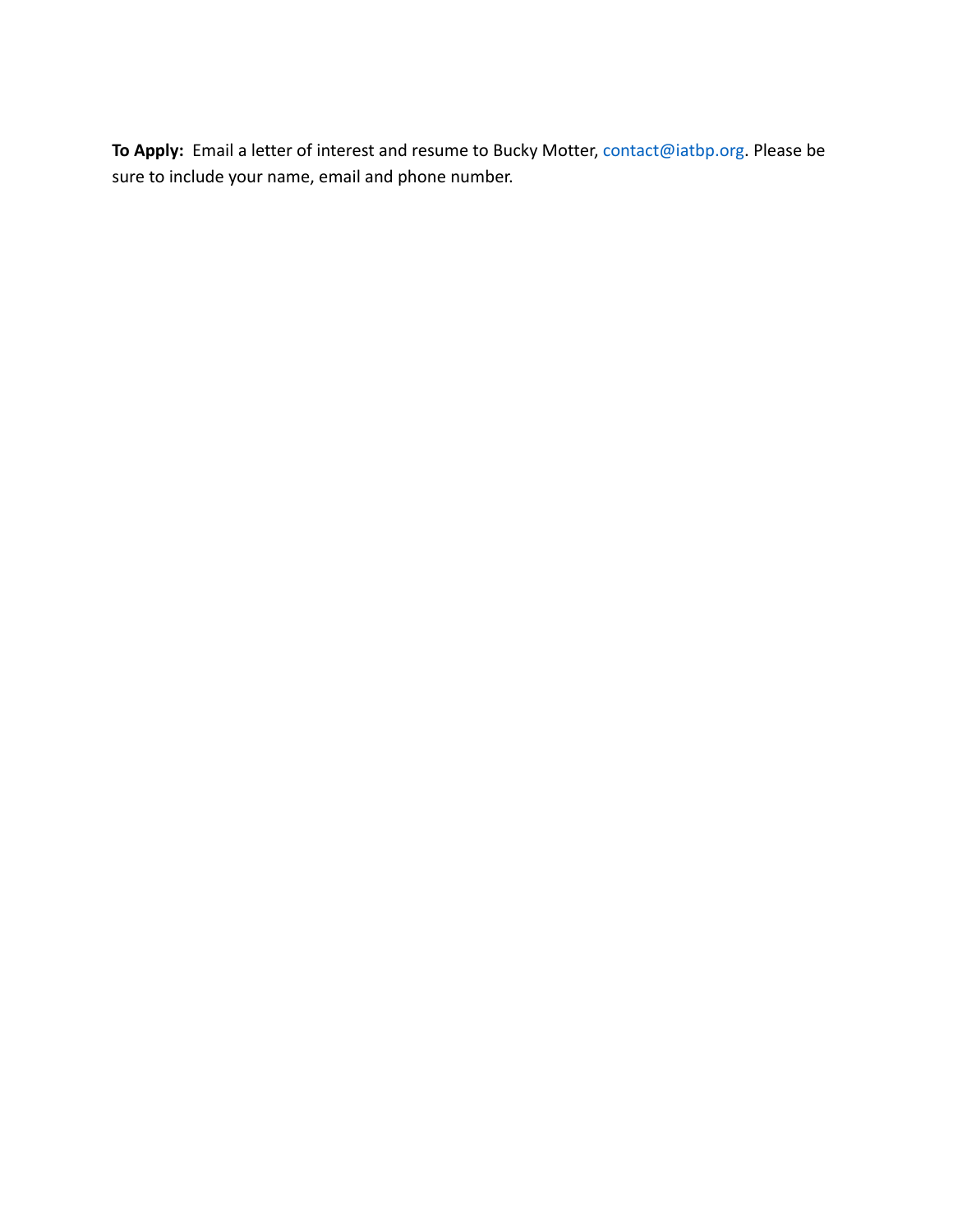**To Apply:** Email a letter of interest and resume to Bucky Motter, contact@iatbp.org. Please be sure to include your name, email and phone number.